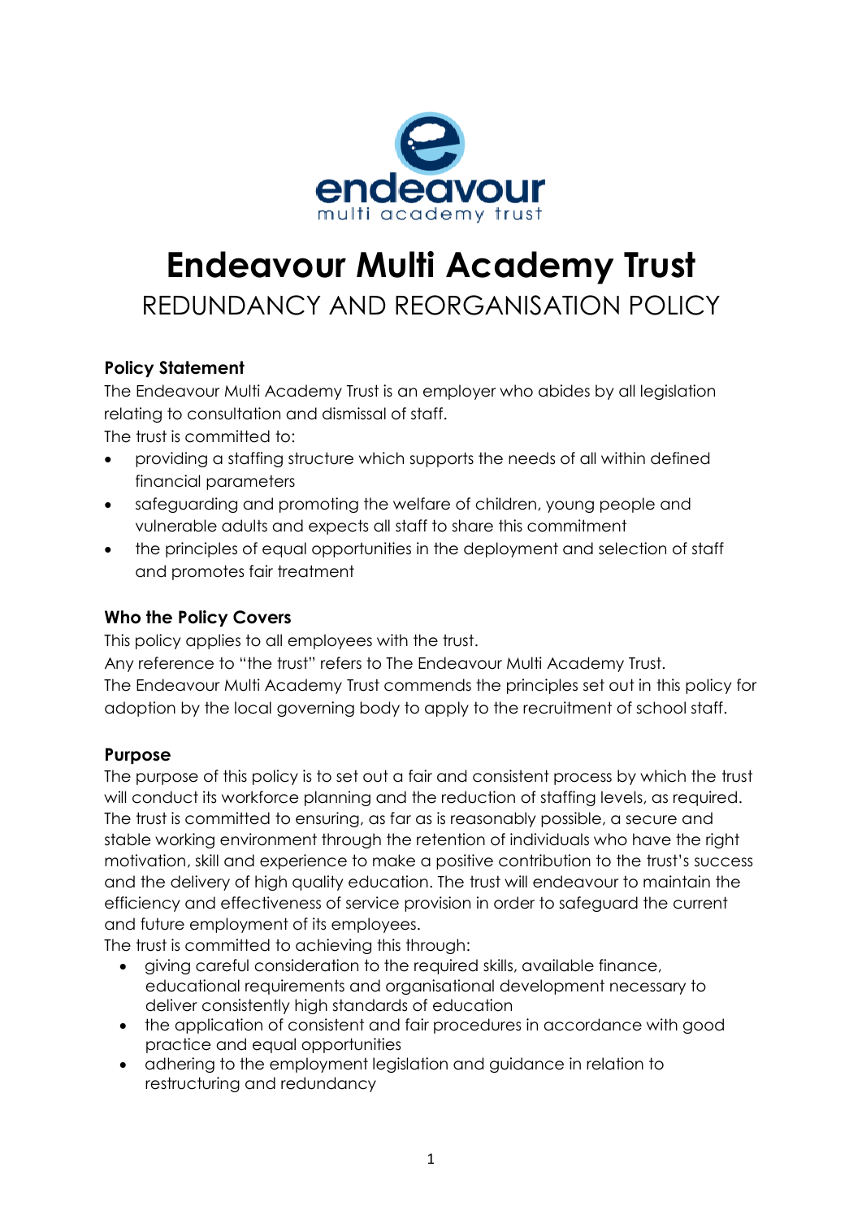# Endeavour Multi Academy Trust

## REDUNDANCY AND REORGANISATION POLICY

### Policy Statement

The Endeavour Multi Academy Trust is an employer who abides by all legislation relating to consultation and dismissal of staff.

The trust is committed to:

- providing a staffing structure which supports the needs of all within defined financial parameters
- safeguarding and promoting the welfare of children, young people and vulnerable adults and expects all staff to share this commitment
- the principles of equal opportunities in the deployment and selection of staff and promotes fair treatment

### Who the Policy Covers

This policy applies to all employees with the trust.

Any reference to "the trust" refers to The Endeavour Multi Academy Trust.

The Endeavour Multi Academy Trust commends the principles set out in this policy for adoption by the local governing body to apply to the recruitment of school staff.

### Purpose

The purpose of this policy is to set out a fair and consistent process by which the trust will conduct its workforce planning and the reduction of staffing levels, as required. The trust is committed to ensuring, as far as is reasonably possible, a secure and stable working environment through the retention of individuals who have the right motivation, skill and experience to make a positive contribution to the trust's success and the delivery of high quality education. The trust will endeavour to maintain the efficiency and effectiveness of service provision in order to safeguard the current and future employment of its employees.

The trust is committed to achieving this through:

- giving careful consideration to the required skills, available finance, educational requirements and organisational development necessary to deliver consistently high standards of education
- the application of consistent and fair procedures in accordance with good practice and equal opportunities
- adhering to the employment legislation and guidance in relation to restructuring and redundancy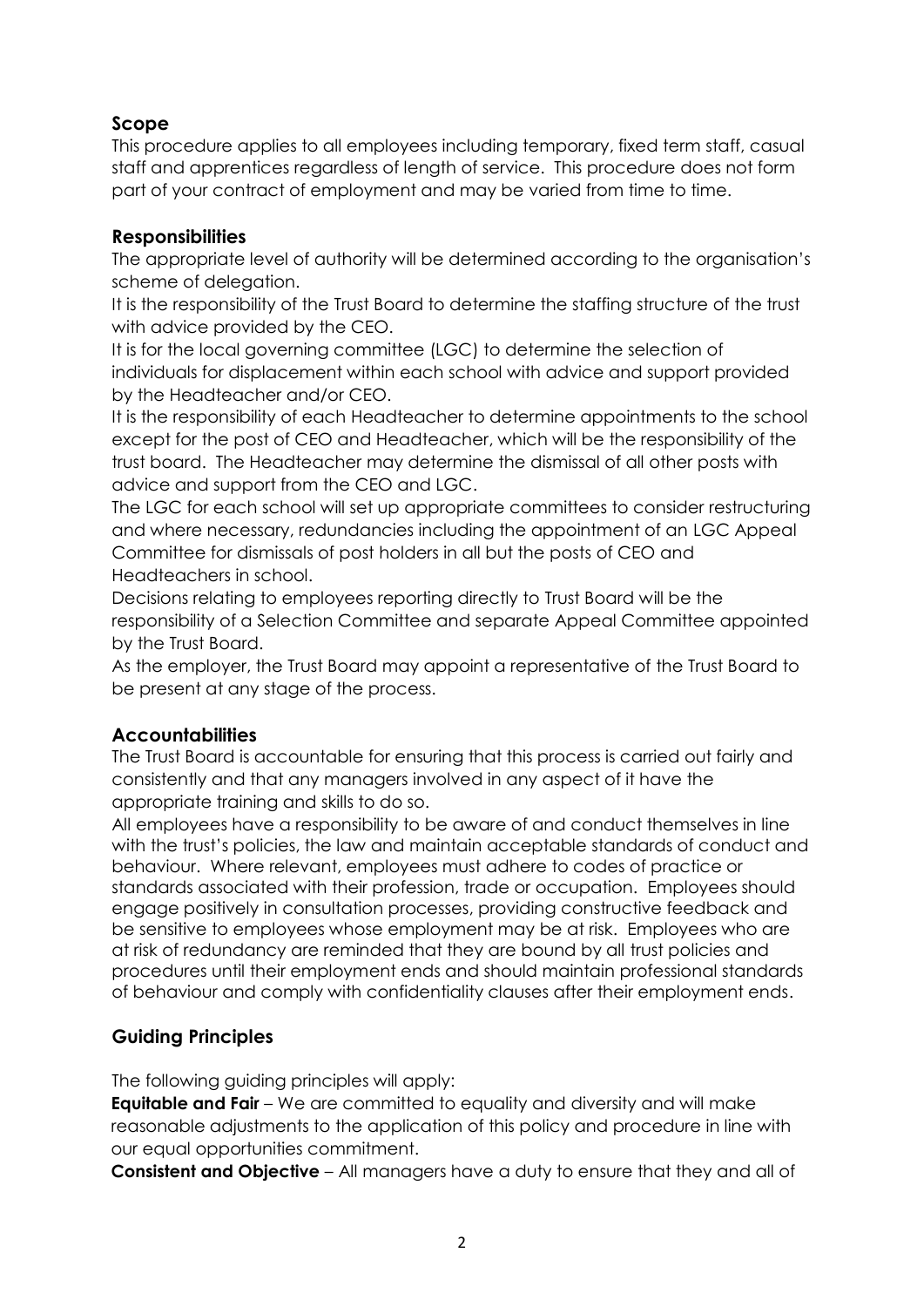## Scope

This procedure applies to all employees including temporary, fixed term staff, casual staff and apprentices regardless of length of service. This procedure does not form part of your contract of employment and may be varied from time to time.

## Responsibilities

The appropriate level of authority will be determined according to the organisation's scheme of delegation.

It is the responsibility of the Trust Board to determine the staffing structure of the trust with advice provided by the CEO.

It is for the local governing committee (LGC) to determine the selection of individuals for displacement within each school with advice and support provided by the Headteacher and/or CEO.

It is the responsibility of each Headteacher to determine appointments to the school except for the post of CEO and Headteacher, which will be the responsibility of the trust board. The Headteacher may determine the dismissal of all other posts with advice and support from the CEO and LGC.

The LGC for each school will set up appropriate committees to consider restructuring and where necessary, redundancies including the appointment of an LGC Appeal Committee for dismissals of post holders in all but the posts of CEO and Headteachers in school.

Decisions relating to employees reporting directly to Trust Board will be the responsibility of a Selection Committee and separate Appeal Committee appointed by the Trust Board.

As the employer, the Trust Board may appoint a representative of the Trust Board to be present at any stage of the process.

## Accountabilities

The Trust Board is accountable for ensuring that this process is carried out fairly and consistently and that any managers involved in any aspect of it have the appropriate training and skills to do so.

All employees have a responsibility to be aware of and conduct themselves in line with the trust's policies, the law and maintain acceptable standards of conduct and behaviour. Where relevant, employees must adhere to codes of practice or standards associated with their profession, trade or occupation. Employees should engage positively in consultation processes, providing constructive feedback and be sensitive to employees whose employment may be at risk. Employees who are at risk of redundancy are reminded that they are bound by all trust policies and procedures until their employment ends and should maintain professional standards of behaviour and comply with confidentiality clauses after their employment ends.

## Guiding Principles

The following guiding principles will apply:

**Equitable and Fair** – We are committed to equality and diversity and will make reasonable adjustments to the application of this policy and procedure in line with our equal opportunities commitment.

**Consistent and Objective** – All managers have a duty to ensure that they and all of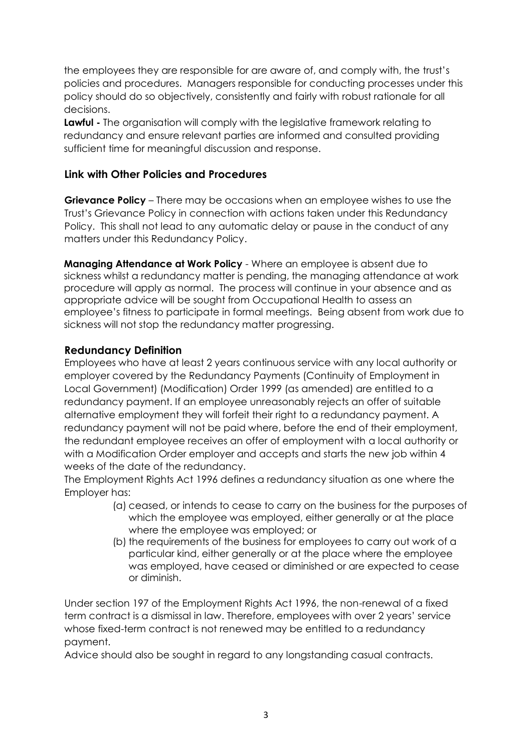the employees they are responsible for are aware of, and comply with, the trust's policies and procedures. Managers responsible for conducting processes under this policy should do so objectively, consistently and fairly with robust rationale for all decisions.

**Lawful -** The organisation will comply with the legislative framework relating to redundancy and ensure relevant parties are informed and consulted providing sufficient time for meaningful discussion and response.

## Link with Other Policies and Procedures

**Grievance Policy** – There may be occasions when an employee wishes to use the Trust's Grievance Policy in connection with actions taken under this Redundancy Policy. This shall not lead to any automatic delay or pause in the conduct of any matters under this Redundancy Policy.

**Managing Attendance at Work Policy** - Where an employee is absent due to sickness whilst a redundancy matter is pending, the managing attendance at work procedure will apply as normal. The process will continue in your absence and as appropriate advice will be sought from Occupational Health to assess an employee's fitness to participate in formal meetings. Being absent from work due to sickness will not stop the redundancy matter progressing.

## Redundancy Definition

Employees who have at least 2 years continuous service with any local authority or employer covered by the Redundancy Payments (Continuity of Employment in Local Government) (Modification) Order 1999 (as amended) are entitled to a redundancy payment. If an employee unreasonably rejects an offer of suitable alternative employment they will forfeit their right to a redundancy payment. A redundancy payment will not be paid where, before the end of their employment, the redundant employee receives an offer of employment with a local authority or with a Modification Order employer and accepts and starts the new job within 4 weeks of the date of the redundancy.

The Employment Rights Act 1996 defines a redundancy situation as one where the Employer has:

(a) ceased, or intends to cease to carry on the business for the purposes of which the employee was employed, either generally or at the place where the employee was employed; or

(b) the requirements of the business for employees to carry out work of a particular kind, either generally or at the place where the employee was employed, have ceased or diminished or are expected to cease or diminish.

Under section 197 of the Employment Rights Act 1996, the non-renewal of a fixed term contract is a dismissal in law. Therefore, employees with over 2 years' service whose fixed-term contract is not renewed may be entitled to a redundancy payment.

Advice should also be sought in regard to any longstanding casual contracts.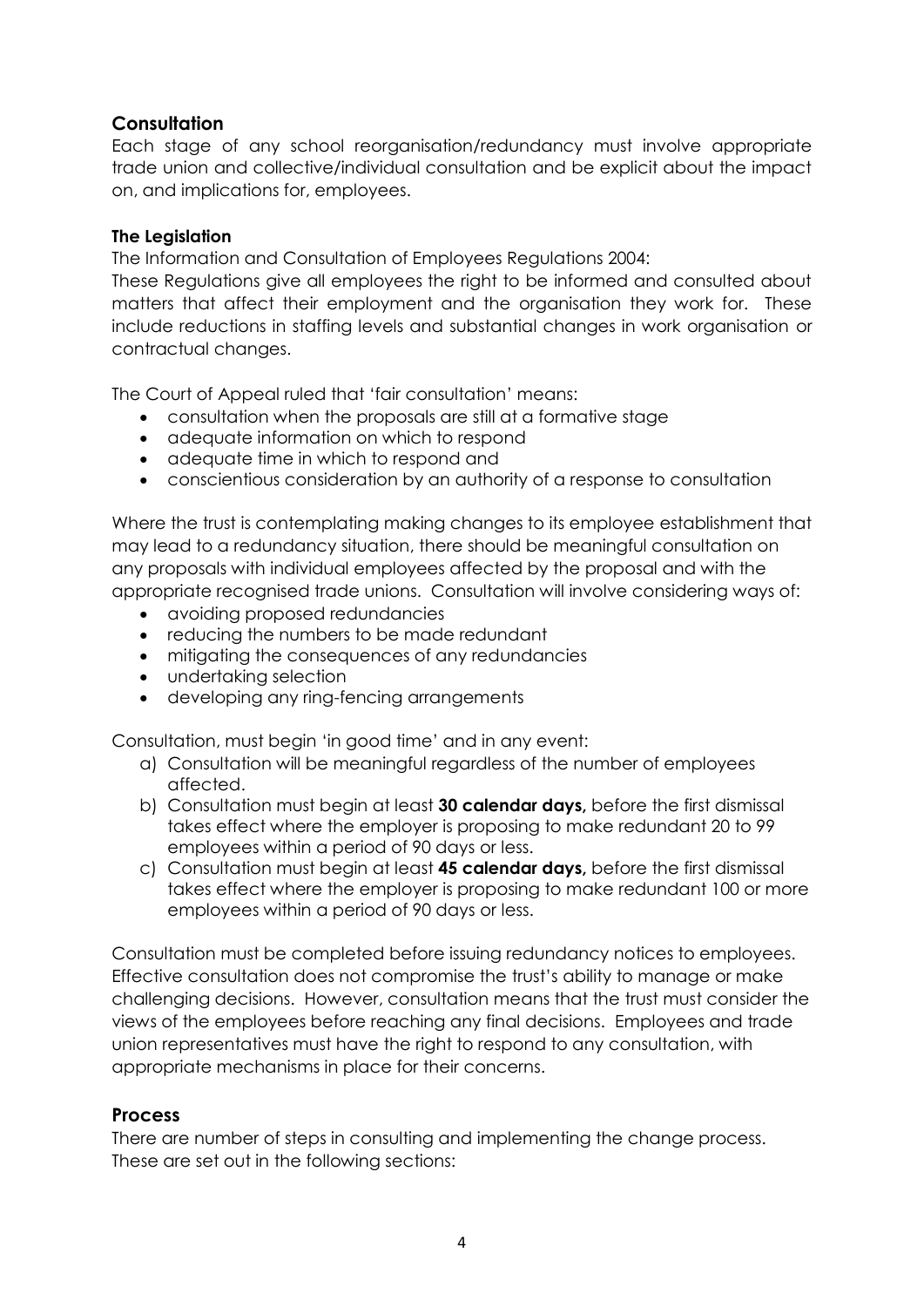## Consultation

Each stage of any school reorganisation/redundancy must involve appropriate trade union and collective/individual consultation and be explicit about the impact on, and implications for, employees.

### The Legislation

The Information and Consultation of Employees Regulations 2004:

These Regulations give all employees the right to be informed and consulted about matters that affect their employment and the organisation they work for. These include reductions in staffing levels and substantial changes in work organisation or contractual changes.

The Court of Appeal ruled that 'fair consultation' means:

- consultation when the proposals are still at a formative stage
- adequate information on which to respond
- adequate time in which to respond and
- conscientious consideration by an authority of a response to consultation

Where the trust is contemplating making changes to its employee establishment that may lead to a redundancy situation, there should be meaningful consultation on any proposals with individual employees affected by the proposal and with the appropriate recognised trade unions. Consultation will involve considering ways of:

- avoiding proposed redundancies
- reducing the numbers to be made redundant
- mitigating the consequences of any redundancies
- undertaking selection
- developing any ring-fencing arrangements

Consultation, must begin 'in good time' and in any event:

a) Consultation will be meaningful regardless of the number of employees affected.
b) Consultation must begin at least **30 calendar days,** before the first dismissal takes effect where the employer is proposing to make redundant 20 to 99 employees within a period of 90 days or less.
c) Consultation must begin at least **45 calendar days,** before the first dismissal takes effect where the employer is proposing to make redundant 100 or more employees within a period of 90 days or less.

Consultation must be completed before issuing redundancy notices to employees. Effective consultation does not compromise the trust's ability to manage or make challenging decisions. However, consultation means that the trust must consider the views of the employees before reaching any final decisions. Employees and trade union representatives must have the right to respond to any consultation, with appropriate mechanisms in place for their concerns.

## Process

There are number of steps in consulting and implementing the change process. These are set out in the following sections: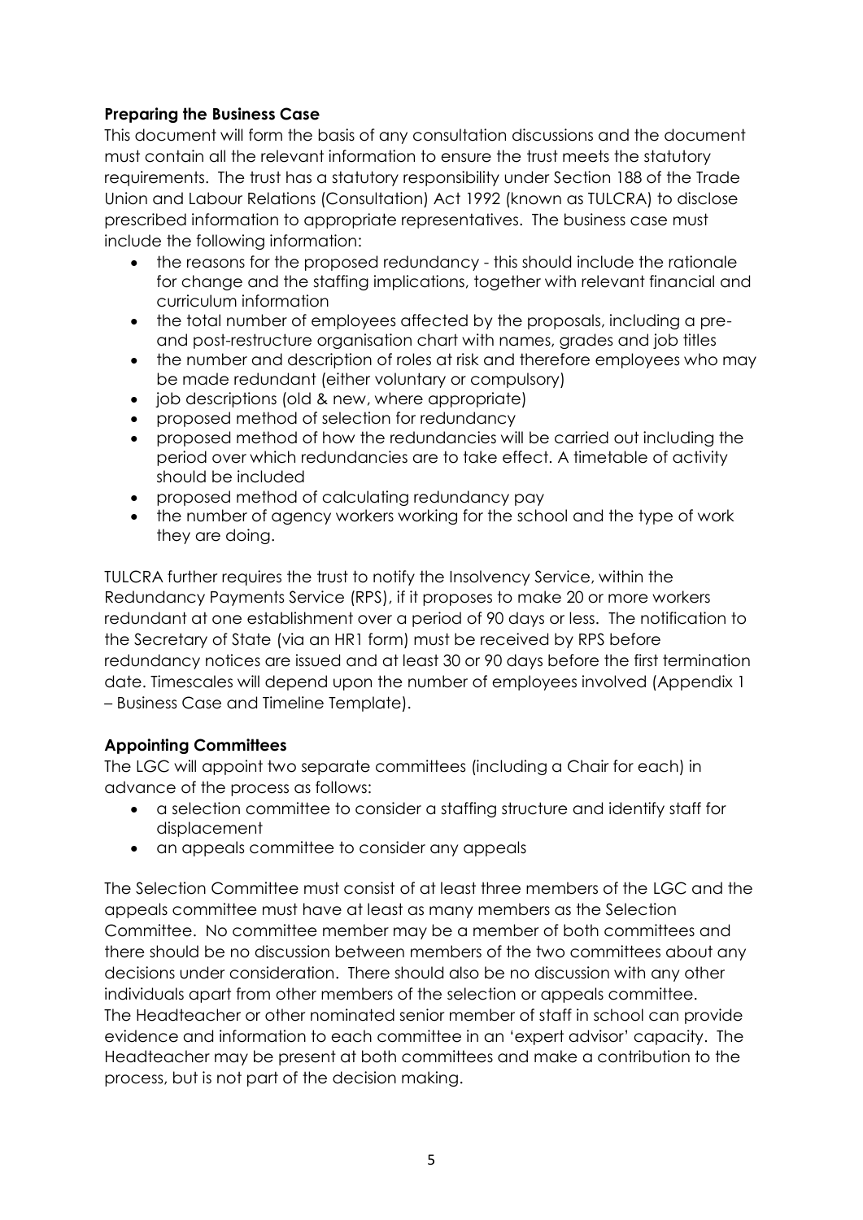**Preparing the Business Case**

This document will form the basis of any consultation discussions and the document must contain all the relevant information to ensure the trust meets the statutory requirements. The trust has a statutory responsibility under Section 188 of the Trade Union and Labour Relations (Consultation) Act 1992 (known as TULCRA) to disclose prescribed information to appropriate representatives. The business case must include the following information:

- the reasons for the proposed redundancy - this should include the rationale for change and the staffing implications, together with relevant financial and curriculum information
- the total number of employees affected by the proposals, including a pre- and post-restructure organisation chart with names, grades and job titles
- the number and description of roles at risk and therefore employees who may be made redundant (either voluntary or compulsory)
- job descriptions (old & new, where appropriate)
- proposed method of selection for redundancy
- proposed method of how the redundancies will be carried out including the period over which redundancies are to take effect. A timetable of activity should be included
- proposed method of calculating redundancy pay
- the number of agency workers working for the school and the type of work they are doing.

TULCRA further requires the trust to notify the Insolvency Service, within the Redundancy Payments Service (RPS), if it proposes to make 20 or more workers redundant at one establishment over a period of 90 days or less. The notification to the Secretary of State (via an HR1 form) must be received by RPS before redundancy notices are issued and at least 30 or 90 days before the first termination date. Timescales will depend upon the number of employees involved (Appendix 1 – Business Case and Timeline Template).

**Appointing Committees**

The LGC will appoint two separate committees (including a Chair for each) in advance of the process as follows:

- a selection committee to consider a staffing structure and identify staff for displacement
- an appeals committee to consider any appeals

The Selection Committee must consist of at least three members of the LGC and the appeals committee must have at least as many members as the Selection Committee. No committee member may be a member of both committees and there should be no discussion between members of the two committees about any decisions under consideration. There should also be no discussion with any other individuals apart from other members of the selection or appeals committee. The Headteacher or other nominated senior member of staff in school can provide evidence and information to each committee in an 'expert advisor' capacity. The Headteacher may be present at both committees and make a contribution to the process, but is not part of the decision making.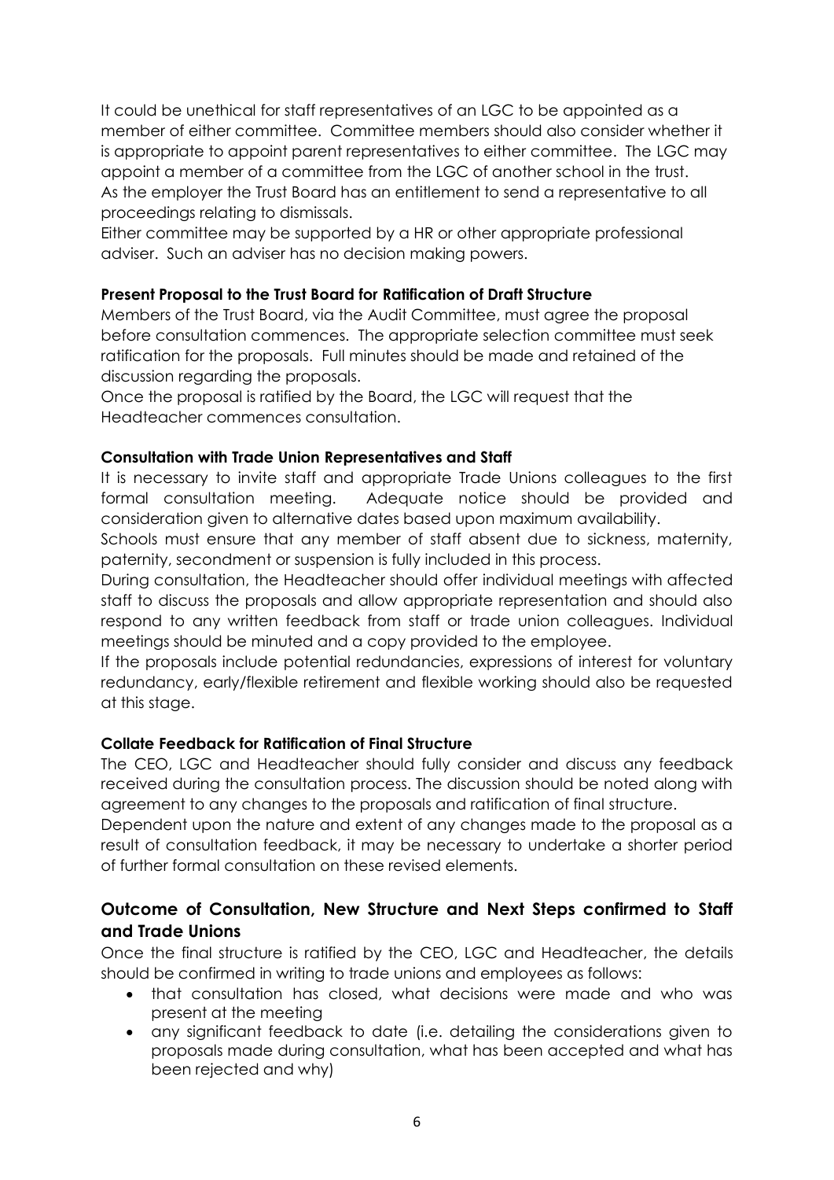It could be unethical for staff representatives of an LGC to be appointed as a member of either committee. Committee members should also consider whether it is appropriate to appoint parent representatives to either committee. The LGC may appoint a member of a committee from the LGC of another school in the trust.
As the employer the Trust Board has an entitlement to send a representative to all proceedings relating to dismissals.
Either committee may be supported by a HR or other appropriate professional adviser. Such an adviser has no decision making powers.

**Present Proposal to the Trust Board for Ratification of Draft Structure**

Members of the Trust Board, via the Audit Committee, must agree the proposal before consultation commences. The appropriate selection committee must seek ratification for the proposals. Full minutes should be made and retained of the discussion regarding the proposals.
Once the proposal is ratified by the Board, the LGC will request that the Headteacher commences consultation.

**Consultation with Trade Union Representatives and Staff**

It is necessary to invite staff and appropriate Trade Unions colleagues to the first formal consultation meeting. Adequate notice should be provided and consideration given to alternative dates based upon maximum availability.
Schools must ensure that any member of staff absent due to sickness, maternity, paternity, secondment or suspension is fully included in this process.
During consultation, the Headteacher should offer individual meetings with affected staff to discuss the proposals and allow appropriate representation and should also respond to any written feedback from staff or trade union colleagues. Individual meetings should be minuted and a copy provided to the employee.
If the proposals include potential redundancies, expressions of interest for voluntary redundancy, early/flexible retirement and flexible working should also be requested at this stage.

**Collate Feedback for Ratification of Final Structure**

The CEO, LGC and Headteacher should fully consider and discuss any feedback received during the consultation process. The discussion should be noted along with agreement to any changes to the proposals and ratification of final structure.
Dependent upon the nature and extent of any changes made to the proposal as a result of consultation feedback, it may be necessary to undertake a shorter period of further formal consultation on these revised elements.

## Outcome of Consultation, New Structure and Next Steps confirmed to Staff and Trade Unions

Once the final structure is ratified by the CEO, LGC and Headteacher, the details should be confirmed in writing to trade unions and employees as follows:

- that consultation has closed, what decisions were made and who was present at the meeting
- any significant feedback to date (i.e. detailing the considerations given to proposals made during consultation, what has been accepted and what has been rejected and why)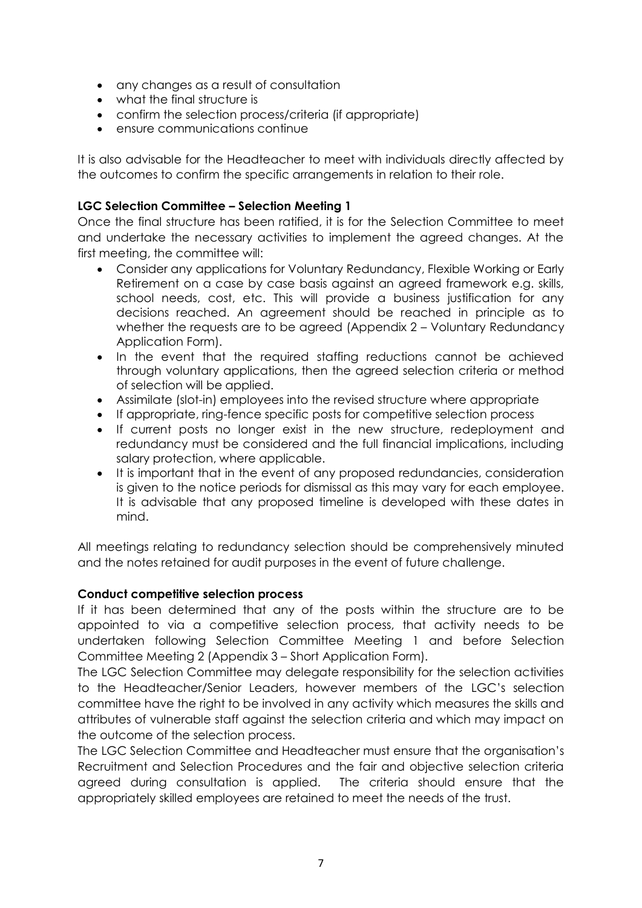- any changes as a result of consultation
- what the final structure is
- confirm the selection process/criteria (if appropriate)
- ensure communications continue

It is also advisable for the Headteacher to meet with individuals directly affected by the outcomes to confirm the specific arrangements in relation to their role.

**LGC Selection Committee – Selection Meeting 1**

Once the final structure has been ratified, it is for the Selection Committee to meet and undertake the necessary activities to implement the agreed changes. At the first meeting, the committee will:

- Consider any applications for Voluntary Redundancy, Flexible Working or Early Retirement on a case by case basis against an agreed framework e.g. skills, school needs, cost, etc. This will provide a business justification for any decisions reached. An agreement should be reached in principle as to whether the requests are to be agreed (Appendix 2 – Voluntary Redundancy Application Form).
- In the event that the required staffing reductions cannot be achieved through voluntary applications, then the agreed selection criteria or method of selection will be applied.
- Assimilate (slot-in) employees into the revised structure where appropriate
- If appropriate, ring-fence specific posts for competitive selection process
- If current posts no longer exist in the new structure, redeployment and redundancy must be considered and the full financial implications, including salary protection, where applicable.
- It is important that in the event of any proposed redundancies, consideration is given to the notice periods for dismissal as this may vary for each employee. It is advisable that any proposed timeline is developed with these dates in mind.

All meetings relating to redundancy selection should be comprehensively minuted and the notes retained for audit purposes in the event of future challenge.

**Conduct competitive selection process**

If it has been determined that any of the posts within the structure are to be appointed to via a competitive selection process, that activity needs to be undertaken following Selection Committee Meeting 1 and before Selection Committee Meeting 2 (Appendix 3 – Short Application Form).

The LGC Selection Committee may delegate responsibility for the selection activities to the Headteacher/Senior Leaders, however members of the LGC's selection committee have the right to be involved in any activity which measures the skills and attributes of vulnerable staff against the selection criteria and which may impact on the outcome of the selection process.

The LGC Selection Committee and Headteacher must ensure that the organisation's Recruitment and Selection Procedures and the fair and objective selection criteria agreed during consultation is applied. The criteria should ensure that the appropriately skilled employees are retained to meet the needs of the trust.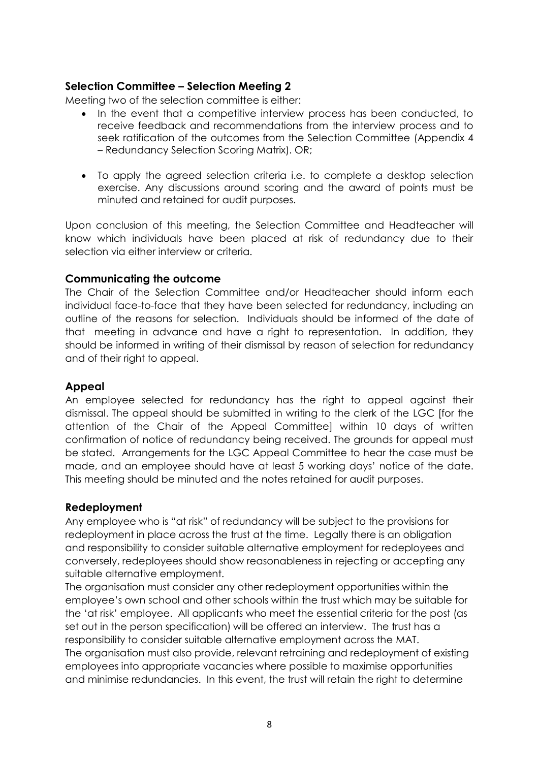### Selection Committee – Selection Meeting 2

Meeting two of the selection committee is either:

- In the event that a competitive interview process has been conducted, to receive feedback and recommendations from the interview process and to seek ratification of the outcomes from the Selection Committee (Appendix 4 – Redundancy Selection Scoring Matrix). OR;
- To apply the agreed selection criteria i.e. to complete a desktop selection exercise. Any discussions around scoring and the award of points must be minuted and retained for audit purposes.

Upon conclusion of this meeting, the Selection Committee and Headteacher will know which individuals have been placed at risk of redundancy due to their selection via either interview or criteria.

### Communicating the outcome

The Chair of the Selection Committee and/or Headteacher should inform each individual face-to-face that they have been selected for redundancy, including an outline of the reasons for selection. Individuals should be informed of the date of that meeting in advance and have a right to representation. In addition, they should be informed in writing of their dismissal by reason of selection for redundancy and of their right to appeal.

### Appeal

An employee selected for redundancy has the right to appeal against their dismissal. The appeal should be submitted in writing to the clerk of the LGC [for the attention of the Chair of the Appeal Committee] within 10 days of written confirmation of notice of redundancy being received. The grounds for appeal must be stated. Arrangements for the LGC Appeal Committee to hear the case must be made, and an employee should have at least 5 working days' notice of the date. This meeting should be minuted and the notes retained for audit purposes.

### Redeployment

Any employee who is "at risk" of redundancy will be subject to the provisions for redeployment in place across the trust at the time. Legally there is an obligation and responsibility to consider suitable alternative employment for redeployees and conversely, redeployees should show reasonableness in rejecting or accepting any suitable alternative employment.

The organisation must consider any other redeployment opportunities within the employee's own school and other schools within the trust which may be suitable for the 'at risk' employee. All applicants who meet the essential criteria for the post (as set out in the person specification) will be offered an interview. The trust has a responsibility to consider suitable alternative employment across the MAT.

The organisation must also provide, relevant retraining and redeployment of existing employees into appropriate vacancies where possible to maximise opportunities and minimise redundancies. In this event, the trust will retain the right to determine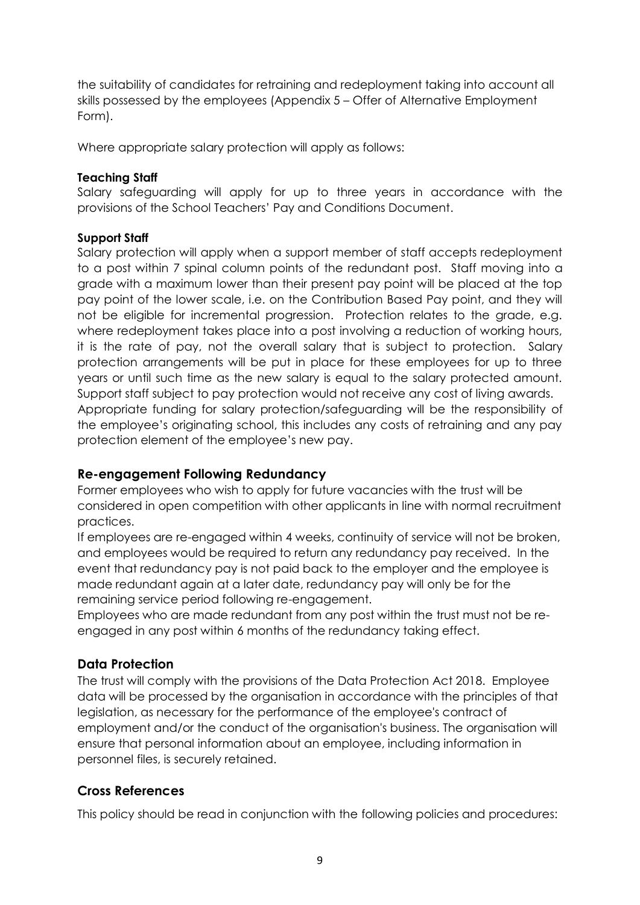the suitability of candidates for retraining and redeployment taking into account all skills possessed by the employees (Appendix 5 – Offer of Alternative Employment Form).

Where appropriate salary protection will apply as follows:

**Teaching Staff**
Salary safeguarding will apply for up to three years in accordance with the provisions of the School Teachers' Pay and Conditions Document.

**Support Staff**
Salary protection will apply when a support member of staff accepts redeployment to a post within 7 spinal column points of the redundant post. Staff moving into a grade with a maximum lower than their present pay point will be placed at the top pay point of the lower scale, i.e. on the Contribution Based Pay point, and they will not be eligible for incremental progression. Protection relates to the grade, e.g. where redeployment takes place into a post involving a reduction of working hours, it is the rate of pay, not the overall salary that is subject to protection. Salary protection arrangements will be put in place for these employees for up to three years or until such time as the new salary is equal to the salary protected amount. Support staff subject to pay protection would not receive any cost of living awards.
Appropriate funding for salary protection/safeguarding will be the responsibility of the employee's originating school, this includes any costs of retraining and any pay protection element of the employee's new pay.

## Re-engagement Following Redundancy

Former employees who wish to apply for future vacancies with the trust will be considered in open competition with other applicants in line with normal recruitment practices.
If employees are re-engaged within 4 weeks, continuity of service will not be broken, and employees would be required to return any redundancy pay received. In the event that redundancy pay is not paid back to the employer and the employee is made redundant again at a later date, redundancy pay will only be for the remaining service period following re-engagement.
Employees who are made redundant from any post within the trust must not be re-engaged in any post within 6 months of the redundancy taking effect.

## Data Protection

The trust will comply with the provisions of the Data Protection Act 2018. Employee data will be processed by the organisation in accordance with the principles of that legislation, as necessary for the performance of the employee's contract of employment and/or the conduct of the organisation's business. The organisation will ensure that personal information about an employee, including information in personnel files, is securely retained.

## Cross References

This policy should be read in conjunction with the following policies and procedures: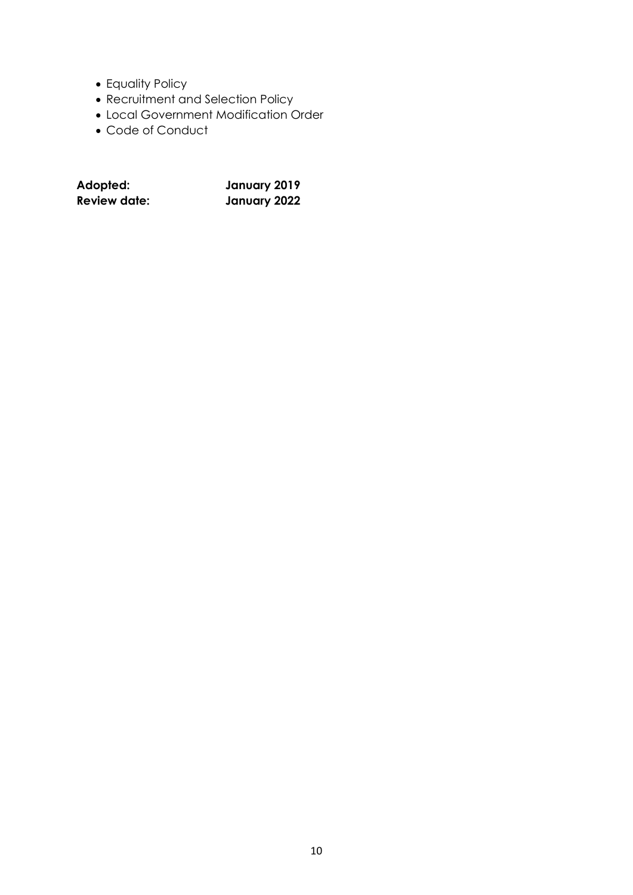- Equality Policy
- Recruitment and Selection Policy
- Local Government Modification Order
- Code of Conduct

**Adopted:** **January 2019**
**Review date:** **January 2022**